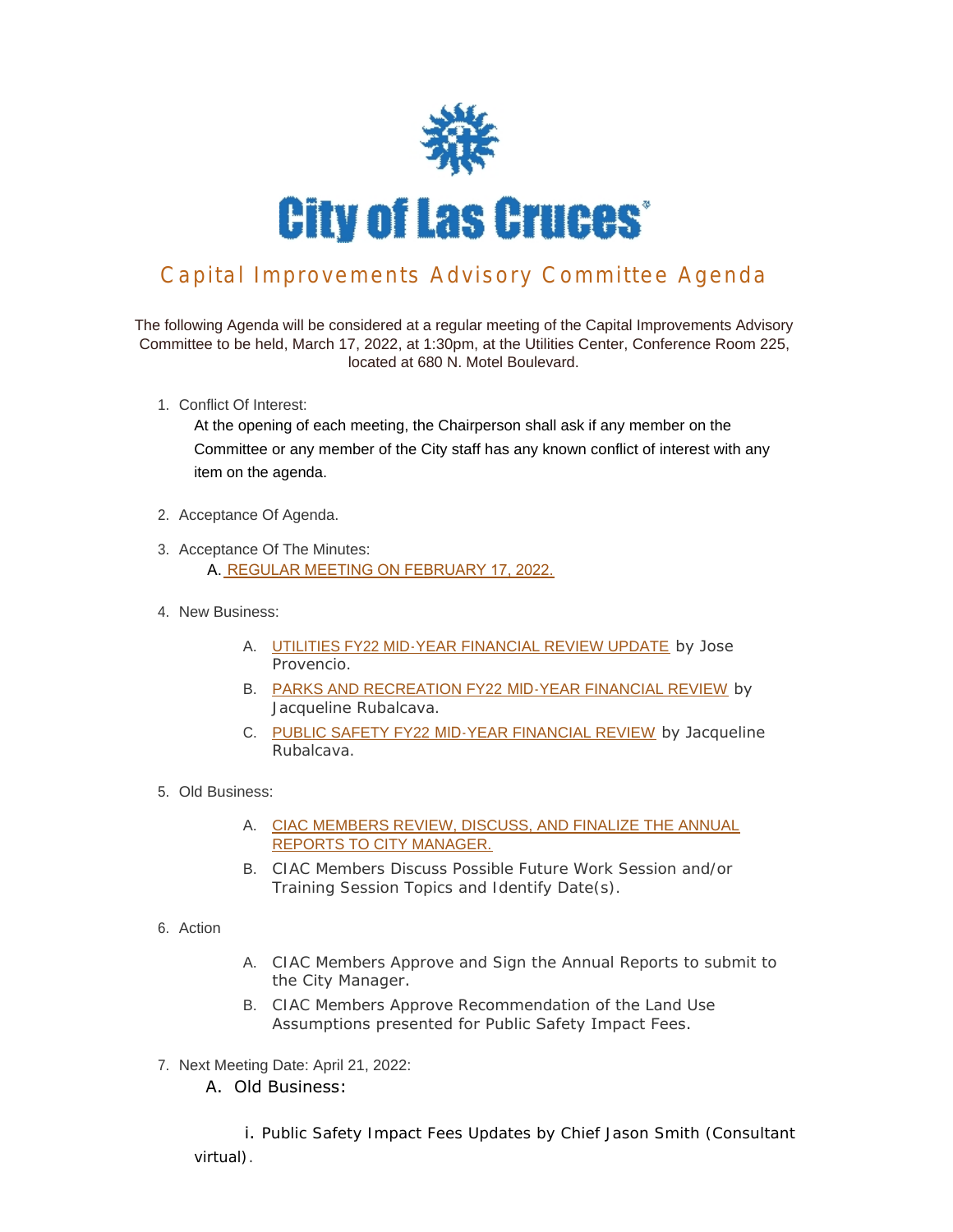# City of Las Cruces

## Capital Improvements Advisory Committee Agenda

The following Agenda will be considered at a regular meeting of the Capital Improvements Advisory Committee to be held, March 17, 2022, at 1:30pm, at the Utilities Center, Conference Room 225, located at 680 N. Motel Boulevard.

1. Conflict Of Interest:

   At the opening of each meeting, the Chairperson shall ask if any member on the Committee or any member of the City staff has any known conflict of interest with any item on the agenda.

2. Acceptance Of Agenda.

3. Acceptance Of The Minutes:
   - A. REGULAR MEETING ON FEBRUARY 17, 2022.

4. New Business:
   - A. UTILITIES FY22 MID-YEAR FINANCIAL REVIEW UPDATE by Jose Provencio.
   - B. PARKS AND RECREATION FY22 MID-YEAR FINANCIAL REVIEW by Jacqueline Rubalcava.
   - C. PUBLIC SAFETY FY22 MID-YEAR FINANCIAL REVIEW by Jacqueline Rubalcava.

5. Old Business:
   - A. CIAC MEMBERS REVIEW, DISCUSS, AND FINALIZE THE ANNUAL REPORTS TO CITY MANAGER.
   - B. CIAC Members Discuss Possible Future Work Session and/or Training Session Topics and Identify Date(s).

6. Action
   - A. CIAC Members Approve and Sign the Annual Reports to submit to the City Manager.
   - B. CIAC Members Approve Recommendation of the Land Use Assumptions presented for Public Safety Impact Fees.

7. Next Meeting Date: April 21, 2022:
   - A. Old Business:
     - i. Public Safety Impact Fees Updates by Chief Jason Smith (Consultant virtual).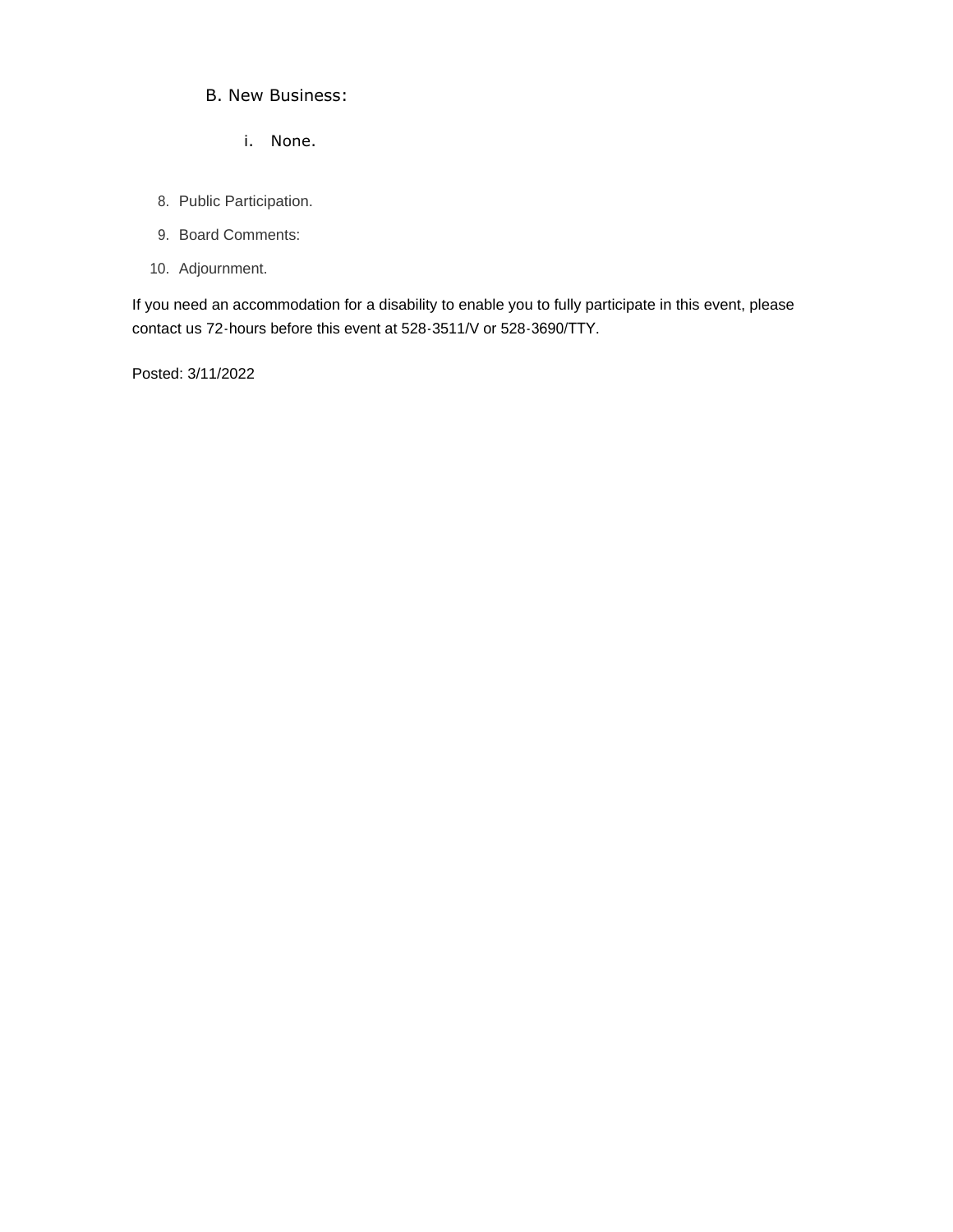B. New Business:

  i. None.

8. Public Participation.
9. Board Comments:
10. Adjournment.

If you need an accommodation for a disability to enable you to fully participate in this event, please contact us 72-hours before this event at 528-3511/V or 528-3690/TTY.

Posted: 3/11/2022